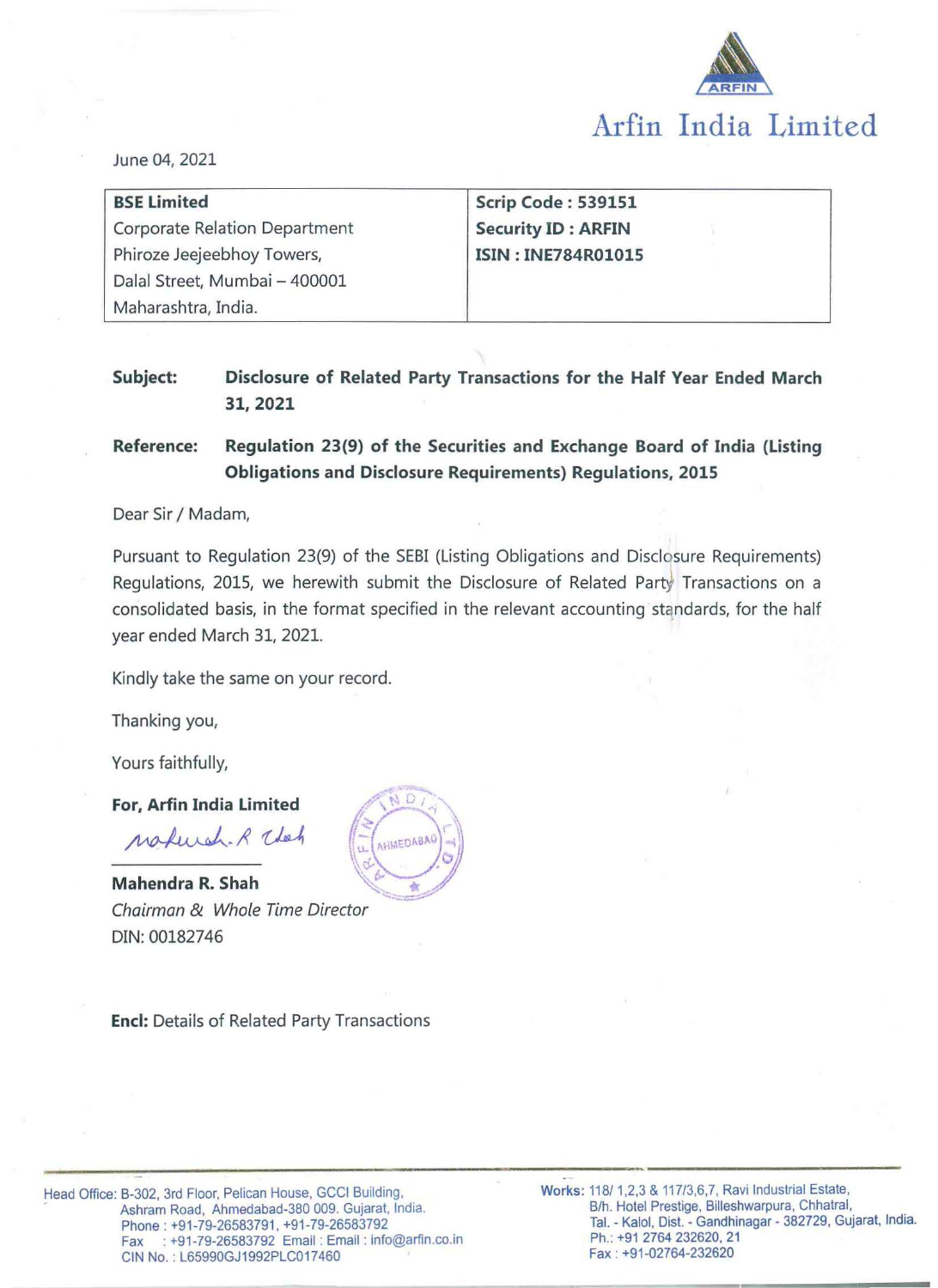# Arfin India Limited

June 04, 2021

| BSE Limited | Scrip Code : 539151 |
|---|---|
| Corporate Relation Department | Security ID : ARFIN |
| Phiroze Jeejeebhoy Towers, | ISIN : INE784R01015 |
| Dalal Street, Mumbai – 400001 | |
| Maharashtra, India. | |

**Subject:** **Disclosure of Related Party Transactions for the Half Year Ended March 31, 2021**

**Reference:** **Regulation 23(9) of the Securities and Exchange Board of India (Listing Obligations and Disclosure Requirements) Regulations, 2015**

Dear Sir / Madam,

Pursuant to Regulation 23(9) of the SEBI (Listing Obligations and Disclosure Requirements) Regulations, 2015, we herewith submit the Disclosure of Related Party Transactions on a consolidated basis, in the format specified in the relevant accounting standards, for the half year ended March 31, 2021.

Kindly take the same on your record.

Thanking you,

Yours faithfully,

**For, Arfin India Limited**

**Mahendra R. Shah**
*Chairman & Whole Time Director*
DIN: 00182746

**Encl:** Details of Related Party Transactions

Head Office: B-302, 3rd Floor, Pelican House, GCCI Building, Ashram Road, Ahmedabad-380 009. Gujarat, India.
Phone : +91-79-26583791, +91-79-26583792
Fax : +91-79-26583792 Email : Email : info@arfin.co.in
CIN No. : L65990GJ1992PLC017460

Works: 118/ 1,2,3 & 117/3,6,7, Ravi Industrial Estate, B/h. Hotel Prestige, Billeshwarpura, Chhatral, Tal. - Kalol, Dist. - Gandhinagar - 382729, Gujarat, India.
Ph.: +91 2764 232620, 21
Fax : +91-02764-232620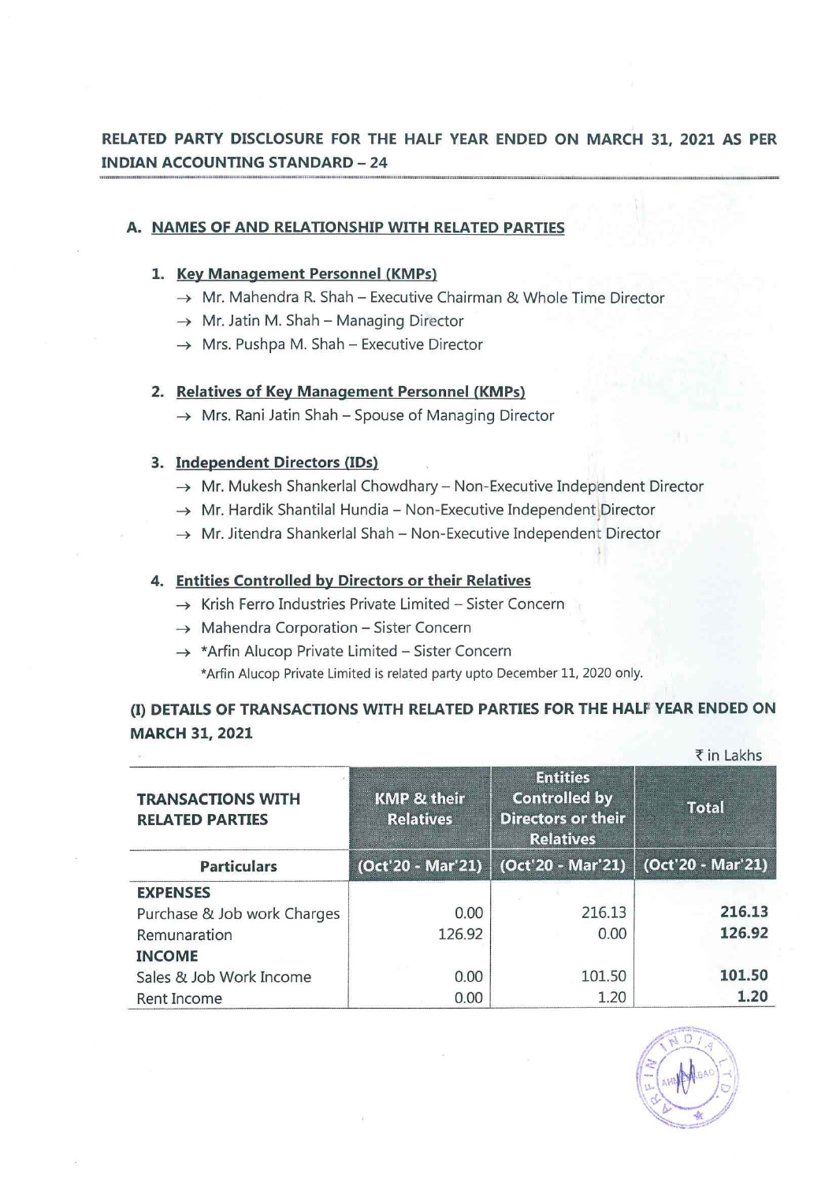## RELATED PARTY DISCLOSURE FOR THE HALF YEAR ENDED ON MARCH 31, 2021 AS PER INDIAN ACCOUNTING STANDARD – 24

### A. NAMES OF AND RELATIONSHIP WITH RELATED PARTIES

1. **Key Management Personnel (KMPs)**
   - → Mr. Mahendra R. Shah – Executive Chairman & Whole Time Director
   - → Mr. Jatin M. Shah – Managing Director
   - → Mrs. Pushpa M. Shah – Executive Director

2. **Relatives of Key Management Personnel (KMPs)**
   - → Mrs. Rani Jatin Shah – Spouse of Managing Director

3. **Independent Directors (IDs)**
   - → Mr. Mukesh Shankerlal Chowdhary – Non-Executive Independent Director
   - → Mr. Hardik Shantilal Hundia – Non-Executive Independent Director
   - → Mr. Jitendra Shankerlal Shah – Non-Executive Independent Director

4. **Entities Controlled by Directors or their Relatives**
   - → Krish Ferro Industries Private Limited – Sister Concern
   - → Mahendra Corporation – Sister Concern
   - → *Arfin Alucop Private Limited – Sister Concern

   *Arfin Alucop Private Limited is related party upto December 11, 2020 only.

### (I) DETAILS OF TRANSACTIONS WITH RELATED PARTIES FOR THE HALF YEAR ENDED ON MARCH 31, 2021

₹ in Lakhs

| TRANSACTIONS WITH RELATED PARTIES | KMP & their Relatives | Entities Controlled by Directors or their Relatives | Total |
|---|---|---|---|
| **Particulars** | (Oct'20 - Mar'21) | (Oct'20 - Mar'21) | (Oct'20 - Mar'21) |
| **EXPENSES** | | | |
| Purchase & Job work Charges | 0.00 | 216.13 | **216.13** |
| Remunaration | 126.92 | 0.00 | **126.92** |
| **INCOME** | | | |
| Sales & Job Work Income | 0.00 | 101.50 | **101.50** |
| Rent Income | 0.00 | 1.20 | **1.20** |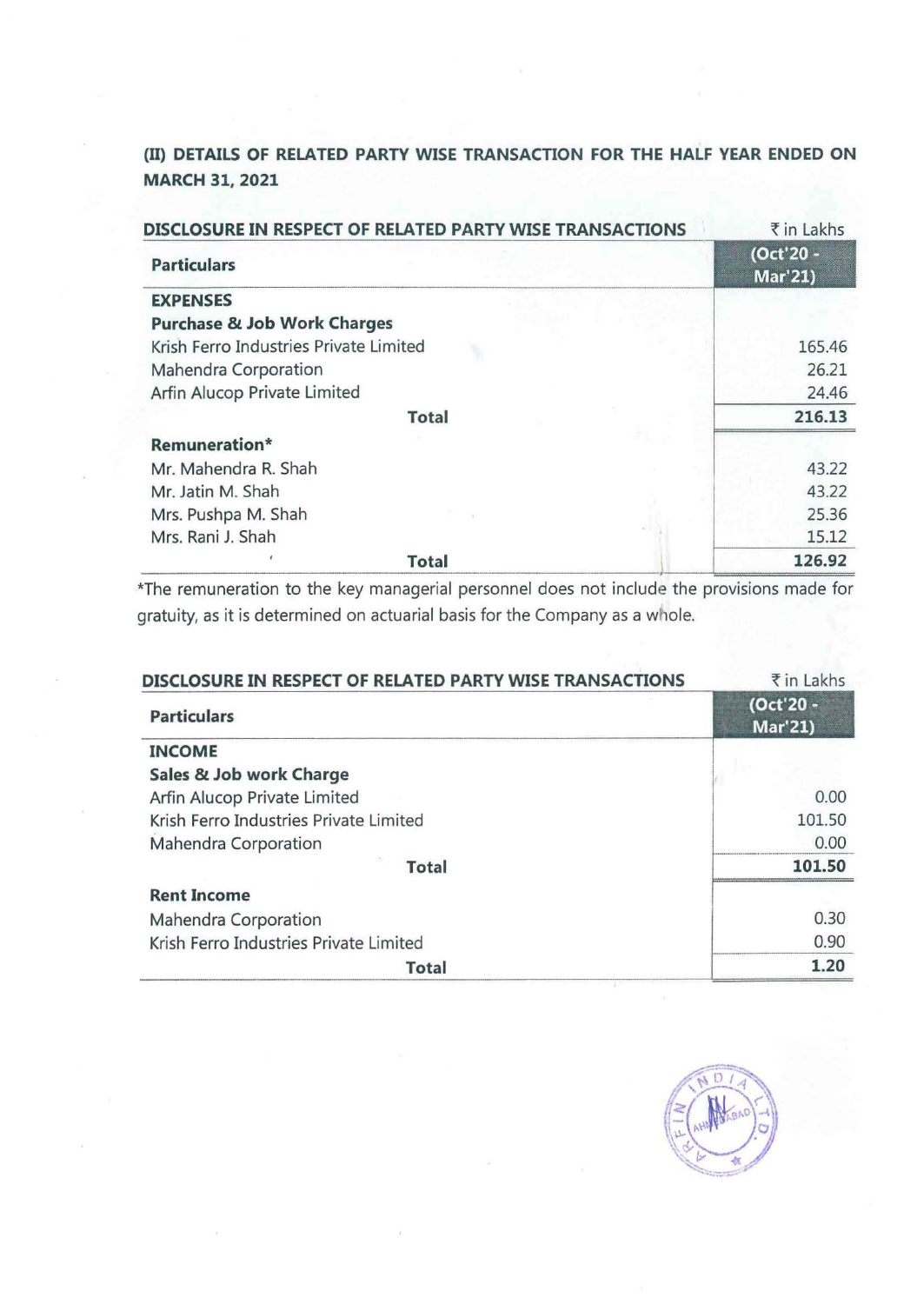**(II) DETAILS OF RELATED PARTY WISE TRANSACTION FOR THE HALF YEAR ENDED ON MARCH 31, 2021**

**DISCLOSURE IN RESPECT OF RELATED PARTY WISE TRANSACTIONS** ₹ in Lakhs

| Particulars | (Oct'20 - Mar'21) |
|---|---|
| **EXPENSES** | |
| **Purchase & Job Work Charges** | |
| Krish Ferro Industries Private Limited | 165.46 |
| Mahendra Corporation | 26.21 |
| Arfin Alucop Private Limited | 24.46 |
| **Total** | **216.13** |
| **Remuneration*** | |
| Mr. Mahendra R. Shah | 43.22 |
| Mr. Jatin M. Shah | 43.22 |
| Mrs. Pushpa M. Shah | 25.36 |
| Mrs. Rani J. Shah | 15.12 |
| **Total** | **126.92** |

*The remuneration to the key managerial personnel does not include the provisions made for gratuity, as it is determined on actuarial basis for the Company as a whole.

**DISCLOSURE IN RESPECT OF RELATED PARTY WISE TRANSACTIONS** ₹ in Lakhs

| Particulars | (Oct'20 - Mar'21) |
|---|---|
| **INCOME** | |
| **Sales & Job work Charge** | |
| Arfin Alucop Private Limited | 0.00 |
| Krish Ferro Industries Private Limited | 101.50 |
| Mahendra Corporation | 0.00 |
| **Total** | **101.50** |
| **Rent Income** | |
| Mahendra Corporation | 0.30 |
| Krish Ferro Industries Private Limited | 0.90 |
| **Total** | **1.20** |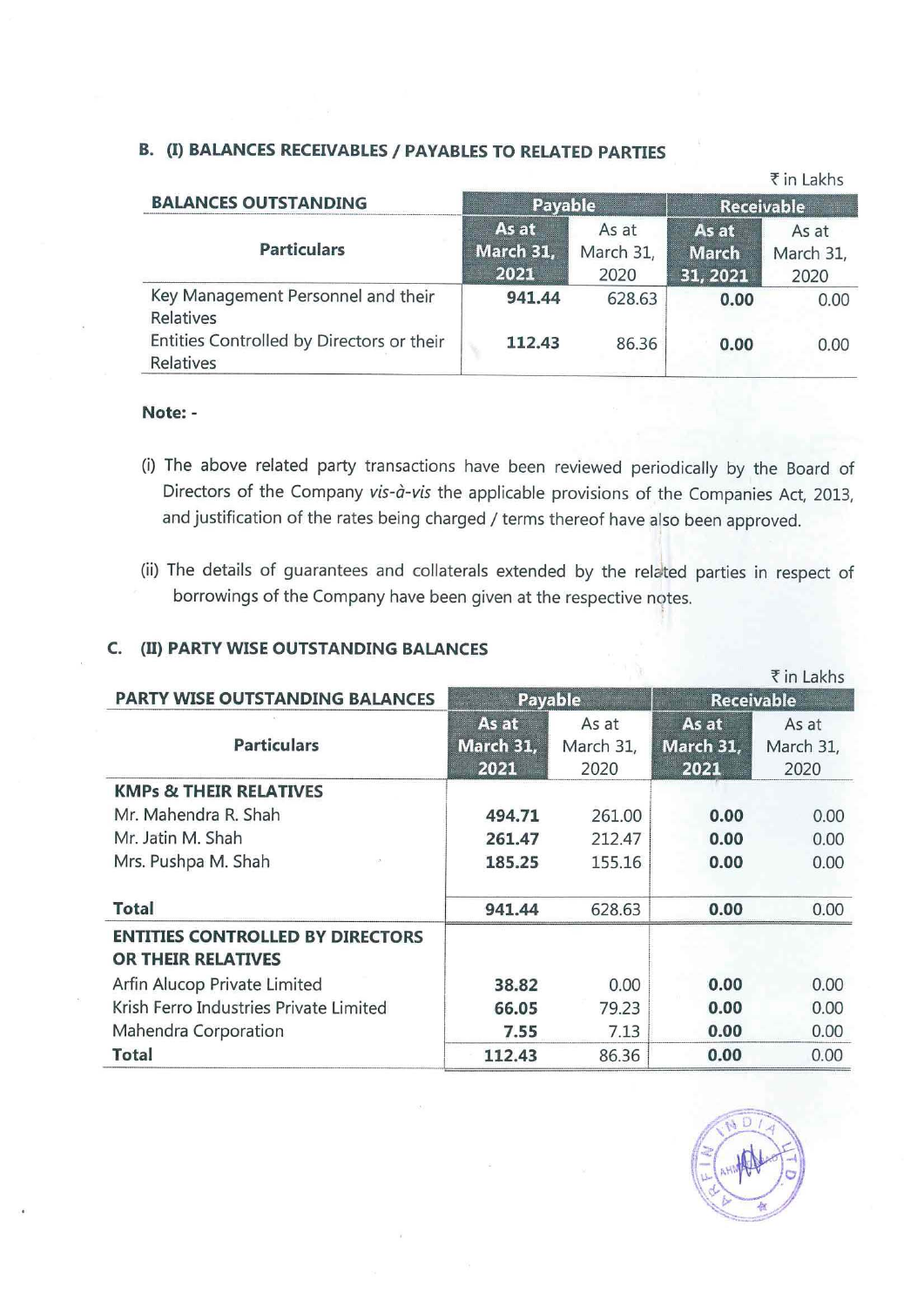### B. (I) BALANCES RECEIVABLES / PAYABLES TO RELATED PARTIES

₹ in Lakhs

| BALANCES OUTSTANDING | Payable | | Receivable | |
|---|---|---|---|---|
| Particulars | As at March 31, 2021 | As at March 31, 2020 | As at March 31, 2021 | As at March 31, 2020 |
| Key Management Personnel and their Relatives | **941.44** | 628.63 | **0.00** | 0.00 |
| Entities Controlled by Directors or their Relatives | **112.43** | 86.36 | **0.00** | 0.00 |

**Note: -**

(i) The above related party transactions have been reviewed periodically by the Board of Directors of the Company *vis-à-vis* the applicable provisions of the Companies Act, 2013, and justification of the rates being charged / terms thereof have also been approved.

(ii) The details of guarantees and collaterals extended by the related parties in respect of borrowings of the Company have been given at the respective notes.

### C. (II) PARTY WISE OUTSTANDING BALANCES

₹ in Lakhs

| PARTY WISE OUTSTANDING BALANCES | Payable | | Receivable | |
|---|---|---|---|---|
| Particulars | As at March 31, 2021 | As at March 31, 2020 | As at March 31, 2021 | As at March 31, 2020 |
| **KMPs & THEIR RELATIVES** | | | | |
| Mr. Mahendra R. Shah | **494.71** | 261.00 | **0.00** | 0.00 |
| Mr. Jatin M. Shah | **261.47** | 212.47 | **0.00** | 0.00 |
| Mrs. Pushpa M. Shah | **185.25** | 155.16 | **0.00** | 0.00 |
| **Total** | **941.44** | 628.63 | **0.00** | 0.00 |
| **ENTITIES CONTROLLED BY DIRECTORS OR THEIR RELATIVES** | | | | |
| Arfin Alucop Private Limited | **38.82** | 0.00 | **0.00** | 0.00 |
| Krish Ferro Industries Private Limited | **66.05** | 79.23 | **0.00** | 0.00 |
| Mahendra Corporation | **7.55** | 7.13 | **0.00** | 0.00 |
| **Total** | **112.43** | 86.36 | **0.00** | 0.00 |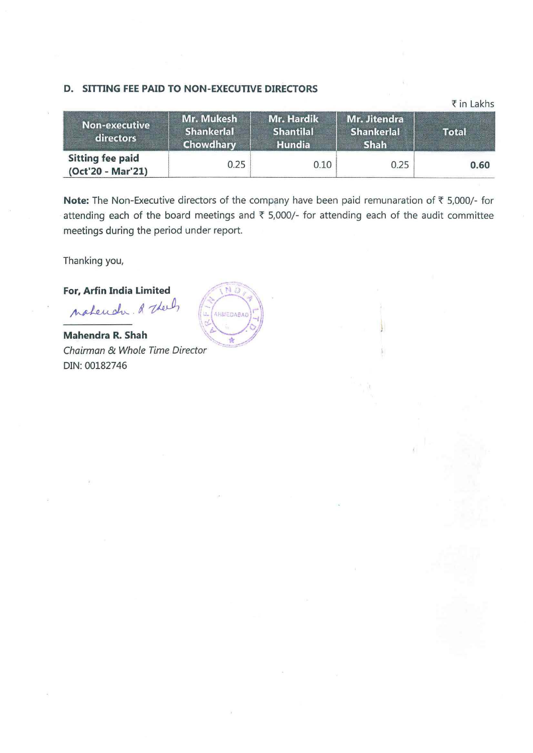### D. SITTING FEE PAID TO NON-EXECUTIVE DIRECTORS

₹ in Lakhs

| Non-executive directors | Mr. Mukesh Shankerlal Chowdhary | Mr. Hardik Shantilal Hundia | Mr. Jitendra Shankerlal Shah | Total |
|---|---|---|---|---|
| **Sitting fee paid (Oct'20 - Mar'21)** | 0.25 | 0.10 | 0.25 | **0.60** |

**Note:** The Non-Executive directors of the company have been paid remunaration of ₹ 5,000/- for attending each of the board meetings and ₹ 5,000/- for attending each of the audit committee meetings during the period under report.

Thanking you,

**For, Arfin India Limited**

**Mahendra R. Shah**
*Chairman & Whole Time Director*
DIN: 00182746